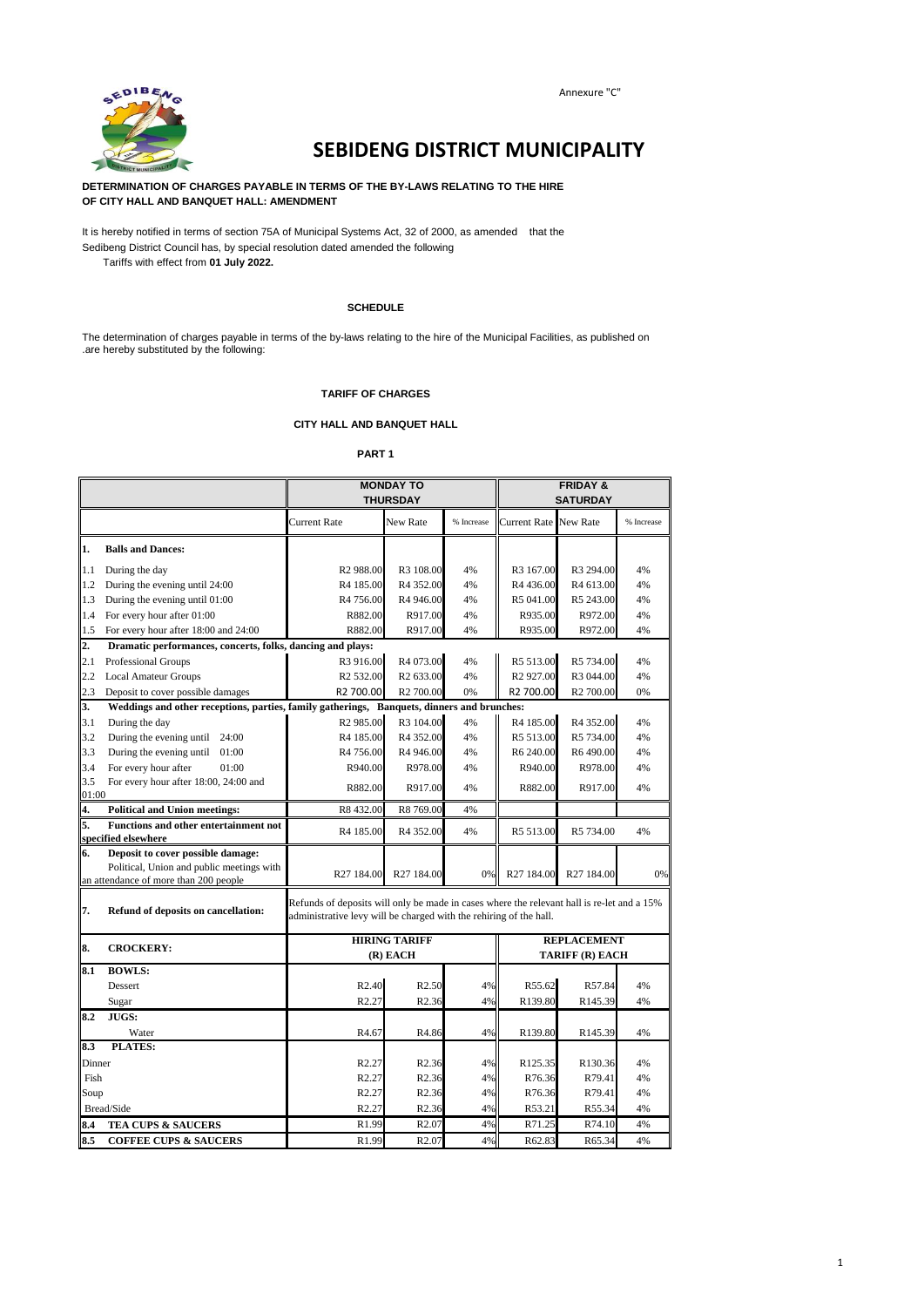Annexure "C"

# SEBIDENG DISTRICT MUNICIPALITY

**DETERMINATION OF CHARGES PAYABLE IN TERMS OF THE BY-LAWS RELATING TO THE HIRE OF CITY HALL AND BANQUET HALL: AMENDMENT**

It is hereby notified in terms of section 75A of Municipal Systems Act, 32 of 2000, as amended that the Sedibeng District Council has, by special resolution dated amended the following Tariffs with effect from **01 July 2022.**

**SCHEDULE**

The determination of charges payable in terms of the by-laws relating to the hire of the Municipal Facilities, as published on .are hereby substituted by the following:

**TARIFF OF CHARGES**

**CITY HALL AND BANQUET HALL**

**PART 1**

| | MONDAY TO THURSDAY | | | FRIDAY & SATURDAY | | |
|---|---|---|---|---|---|---|
| | Current Rate | New Rate | % Increase | Current Rate | New Rate | % Increase |
| **1. Balls and Dances:** | | | | | | |
| 1.1 During the day | R2 988.00 | R3 108.00 | 4% | R3 167.00 | R3 294.00 | 4% |
| 1.2 During the evening until 24:00 | R4 185.00 | R4 352.00 | 4% | R4 436.00 | R4 613.00 | 4% |
| 1.3 During the evening until 01:00 | R4 756.00 | R4 946.00 | 4% | R5 041.00 | R5 243.00 | 4% |
| 1.4 For every hour after 01:00 | R882.00 | R917.00 | 4% | R935.00 | R972.00 | 4% |
| 1.5 For every hour after 18:00 and 24:00 | R882.00 | R917.00 | 4% | R935.00 | R972.00 | 4% |
| **2. Dramatic performances, concerts, folks, dancing and plays:** | | | | | | |
| 2.1 Professional Groups | R3 916.00 | R4 073.00 | 4% | R5 513.00 | R5 734.00 | 4% |
| 2.2 Local Amateur Groups | R2 532.00 | R2 633.00 | 4% | R2 927.00 | R3 044.00 | 4% |
| 2.3 Deposit to cover possible damages | R2 700.00 | R2 700.00 | 0% | R2 700.00 | R2 700.00 | 0% |
| **3. Weddings and other receptions, parties, family gatherings, Banquets, dinners and brunches:** | | | | | | |
| 3.1 During the day | R2 985.00 | R3 104.00 | 4% | R4 185.00 | R4 352.00 | 4% |
| 3.2 During the evening until 24:00 | R4 185.00 | R4 352.00 | 4% | R5 513.00 | R5 734.00 | 4% |
| 3.3 During the evening until 01:00 | R4 756.00 | R4 946.00 | 4% | R6 240.00 | R6 490.00 | 4% |
| 3.4 For every hour after 01:00 | R940.00 | R978.00 | 4% | R940.00 | R978.00 | 4% |
| 3.5 For every hour after 18:00, 24:00 and 01:00 | R882.00 | R917.00 | 4% | R882.00 | R917.00 | 4% |
| **4. Political and Union meetings:** | R8 432.00 | R8 769.00 | 4% | | | |
| **5. Functions and other entertainment not specified elsewhere** | R4 185.00 | R4 352.00 | 4% | R5 513.00 | R5 734.00 | 4% |
| **6. Deposit to cover possible damage:** Political, Union and public meetings with an attendance of more than 200 people | R27 184.00 | R27 184.00 | 0% | R27 184.00 | R27 184.00 | 0% |
| **7. Refund of deposits on cancellation:** | Refunds of deposits will only be made in cases where the relevant hall is re-let and a 15% administrative levy will be charged with the rehiring of the hall. | | | | | |
| **8. CROCKERY:** | HIRING TARIFF (R) EACH | | | REPLACEMENT TARIFF (R) EACH | | |
| **8.1 BOWLS:** | | | | | | |
| Dessert | R2.40 | R2.50 | 4% | R55.62 | R57.84 | 4% |
| Sugar | R2.27 | R2.36 | 4% | R139.80 | R145.39 | 4% |
| **8.2 JUGS:** | | | | | | |
| Water | R4.67 | R4.86 | 4% | R139.80 | R145.39 | 4% |
| **8.3 PLATES:** | | | | | | |
| Dinner | R2.27 | R2.36 | 4% | R125.35 | R130.36 | 4% |
| Fish | R2.27 | R2.36 | 4% | R76.36 | R79.41 | 4% |
| Soup | R2.27 | R2.36 | 4% | R76.36 | R79.41 | 4% |
| Bread/Side | R2.27 | R2.36 | 4% | R53.21 | R55.34 | 4% |
| **8.4 TEA CUPS & SAUCERS** | R1.99 | R2.07 | 4% | R71.25 | R74.10 | 4% |
| **8.5 COFFEE CUPS & SAUCERS** | R1.99 | R2.07 | 4% | R62.83 | R65.34 | 4% |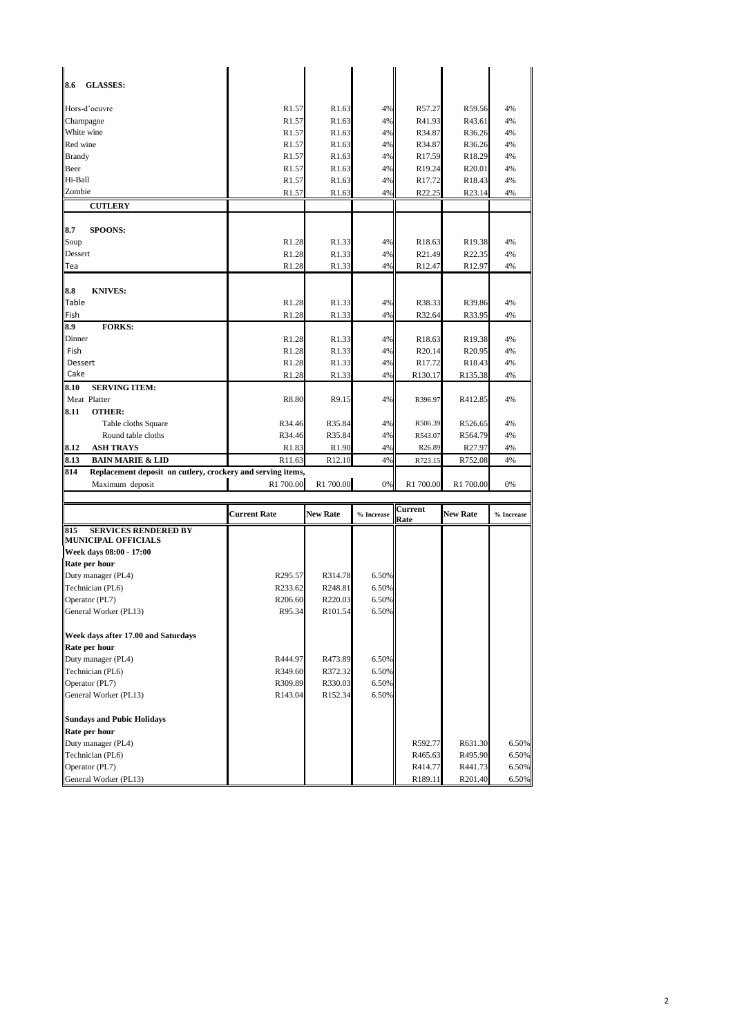| | | | | | | |
|---|---|---|---|---|---|---|
| **8.6 GLASSES:** | | | | | | |
| Hors-d'oeuvre | R1.57 | R1.63 | 4% | R57.27 | R59.56 | 4% |
| Champagne | R1.57 | R1.63 | 4% | R41.93 | R43.61 | 4% |
| White wine | R1.57 | R1.63 | 4% | R34.87 | R36.26 | 4% |
| Red wine | R1.57 | R1.63 | 4% | R34.87 | R36.26 | 4% |
| Brandy | R1.57 | R1.63 | 4% | R17.59 | R18.29 | 4% |
| Beer | R1.57 | R1.63 | 4% | R19.24 | R20.01 | 4% |
| Hi-Ball | R1.57 | R1.63 | 4% | R17.72 | R18.43 | 4% |
| Zombie | R1.57 | R1.63 | 4% | R22.25 | R23.14 | 4% |
| **CUTLERY** | | | | | | |
| **8.7 SPOONS:** | | | | | | |
| Soup | R1.28 | R1.33 | 4% | R18.63 | R19.38 | 4% |
| Dessert | R1.28 | R1.33 | 4% | R21.49 | R22.35 | 4% |
| Tea | R1.28 | R1.33 | 4% | R12.47 | R12.97 | 4% |
| **8.8 KNIVES:** | | | | | | |
| Table | R1.28 | R1.33 | 4% | R38.33 | R39.86 | 4% |
| Fish | R1.28 | R1.33 | 4% | R32.64 | R33.95 | 4% |
| **8.9 FORKS:** | | | | | | |
| Dinner | R1.28 | R1.33 | 4% | R18.63 | R19.38 | 4% |
| Fish | R1.28 | R1.33 | 4% | R20.14 | R20.95 | 4% |
| Dessert | R1.28 | R1.33 | 4% | R17.72 | R18.43 | 4% |
| Cake | R1.28 | R1.33 | 4% | R130.17 | R135.38 | 4% |
| **8.10 SERVING ITEM:** | | | | | | |
| Meat Platter | R8.80 | R9.15 | 4% | R396.97 | R412.85 | 4% |
| **8.11 OTHER:** | | | | | | |
| Table cloths Square | R34.46 | R35.84 | 4% | R506.39 | R526.65 | 4% |
| Round table cloths | R34.46 | R35.84 | 4% | R543.07 | R564.79 | 4% |
| **8.12 ASH TRAYS** | R1.83 | R1.90 | 4% | R26.89 | R27.97 | 4% |
| **8.13 BAIN MARIE & LID** | R11.63 | R12.10 | 4% | R723.15 | R752.08 | 4% |
| **814 Replacement deposit on cutlery, crockery and serving items,** | | | | | | |
| Maximum deposit | R1 700.00 | R1 700.00 | 0% | R1 700.00 | R1 700.00 | 0% |

| | Current Rate | New Rate | % Increase | Current Rate | New Rate | % Increase |
|---|---|---|---|---|---|---|
| **815 SERVICES RENDERED BY MUNICIPAL OFFICIALS** | | | | | | |
| **Week days 08:00 - 17:00** | | | | | | |
| **Rate per hour** | | | | | | |
| Duty manager (PL4) | R295.57 | R314.78 | 6.50% | | | |
| Technician (PL6) | R233.62 | R248.81 | 6.50% | | | |
| Operator (PL7) | R206.60 | R220.03 | 6.50% | | | |
| General Worker (PL13) | R95.34 | R101.54 | 6.50% | | | |
| **Week days after 17.00 and Saturdays** | | | | | | |
| **Rate per hour** | | | | | | |
| Duty manager (PL4) | R444.97 | R473.89 | 6.50% | | | |
| Technician (PL6) | R349.60 | R372.32 | 6.50% | | | |
| Operator (PL7) | R309.89 | R330.03 | 6.50% | | | |
| General Worker (PL13) | R143.04 | R152.34 | 6.50% | | | |
| **Sundays and Pubic Holidays** | | | | | | |
| **Rate per hour** | | | | | | |
| Duty manager (PL4) | | | | R592.77 | R631.30 | 6.50% |
| Technician (PL6) | | | | R465.63 | R495.90 | 6.50% |
| Operator (PL7) | | | | R414.77 | R441.73 | 6.50% |
| General Worker (PL13) | | | | R189.11 | R201.40 | 6.50% |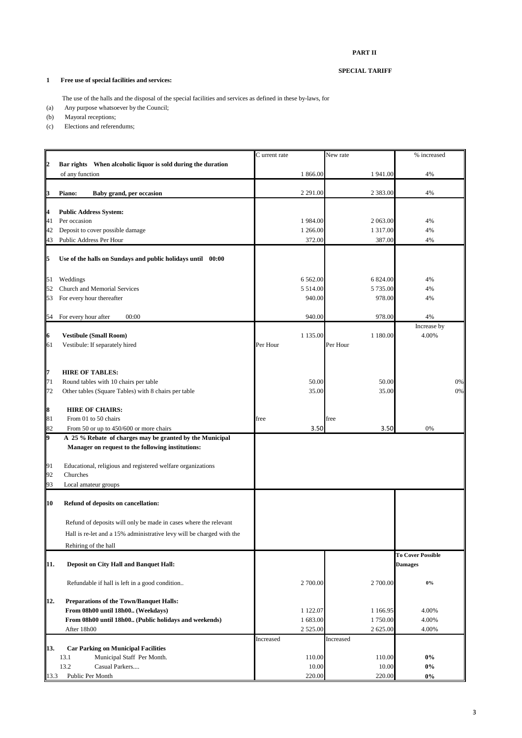**PART II**

**SPECIAL TARIFF**

**1 Free use of special facilities and services:**

The use of the halls and the disposal of the special facilities and services as defined in these by-laws, for

(a) Any purpose whatsoever by the Council;

(b) Mayoral receptions;

(c) Elections and referendums;

| | | C urrent rate | New rate | % increased |
|---|---|---|---|---|
| **2** | **Bar rights When alcoholic liquor is sold during the duration** of any function | 1 866.00 | 1 941.00 | 4% |
| **3** | **Piano: Baby grand, per occasion** | 2 291.00 | 2 383.00 | 4% |
| **4** | **Public Address System:** | | | |
| 41 | Per occasion | 1 984.00 | 2 063.00 | 4% |
| 42 | Deposit to cover possible damage | 1 266.00 | 1 317.00 | 4% |
| 43 | Public Address Per Hour | 372.00 | 387.00 | 4% |
| **5** | **Use of the halls on Sundays and public holidays until 00:00** | | | |
| 51 | Weddings | 6 562.00 | 6 824.00 | 4% |
| 52 | Church and Memorial Services | 5 514.00 | 5 735.00 | 4% |
| 53 | For every hour thereafter | 940.00 | 978.00 | 4% |
| 54 | For every hour after 00:00 | 940.00 | 978.00 | 4% |
| | | | | Increase by |
| **6** | **Vestibule (Small Room)** | 1 135.00 | 1 180.00 | 4.00% |
| 61 | Vestibule: If separately hired | Per Hour | Per Hour | |
| **7** | **HIRE OF TABLES:** | | | |
| 71 | Round tables with 10 chairs per table | 50.00 | 50.00 | 0% |
| 72 | Other tables (Square Tables) with 8 chairs per table | 35.00 | 35.00 | 0% |
| **8** | **HIRE OF CHAIRS:** | | | |
| 81 | From 01 to 50 chairs | free | free | |
| 82 | From 50 or up to 450/600 or more chairs | 3.50 | 3.50 | 0% |
| **9** | **A 25 % Rebate of charges may be granted by the Municipal Manager on request to the following institutions:** | | | |
| 91 | Educational, religious and registered welfare organizations | | | |
| 92 | Churches | | | |
| 93 | Local amateur groups | | | |
| **10** | **Refund of deposits on cancellation:** | | | |
| | Refund of deposits will only be made in cases where the relevant Hall is re-let and a 15% administrative levy will be charged with the Rehiring of the hall | | | |
| | | | | **To Cover Possible Damages** |
| **11.** | **Deposit on City Hall and Banquet Hall:** | | | |
| | Refundable if hall is left in a good condition.. | 2 700.00 | 2 700.00 | **0%** |
| **12.** | **Preparations of the Town/Banquet Halls:** | | | |
| | **From 08h00 until 18h00.. (Weekdays)** | 1 122.07 | 1 166.95 | 4.00% |
| | **From 08h00 until 18h00.. (Public holidays and weekends)** | 1 683.00 | 1 750.00 | 4.00% |
| | After 18h00 | 2 525.00 | 2 625.00 | 4.00% |
| | | Increased | Increased | |
| **13.** | **Car Parking on Municipal Facilities** | | | |
| | 13.1 Municipal Staff Per Month. | 110.00 | 110.00 | **0%** |
| | 13.2 Casual Parkers.... | 10.00 | 10.00 | **0%** |
| 13.3 | Public Per Month | 220.00 | 220.00 | **0%** |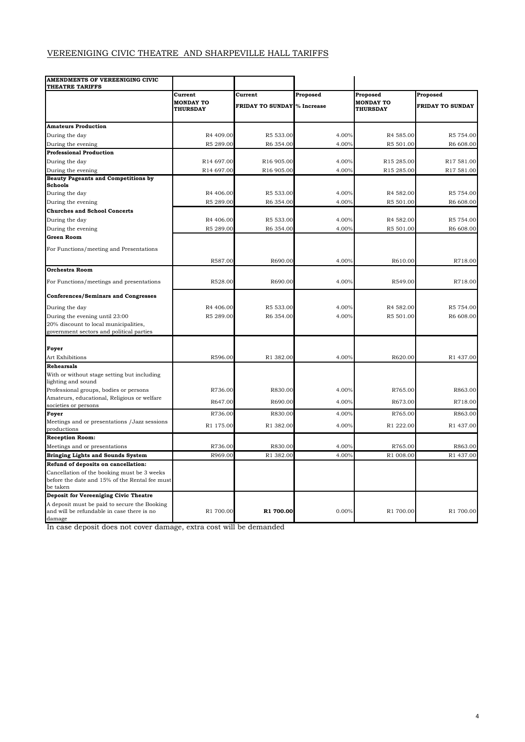## VEREENIGING CIVIC THEATRE AND SHARPEVILLE HALL TARIFFS

| AMENDMENTS OF VEREENIGING CIVIC THEATRE TARIFFS | | | | | |
|---|---|---|---|---|---|
| | Current MONDAY TO THURSDAY | Current FRIDAY TO SUNDAY | Proposed % Increase | Proposed MONDAY TO THURSDAY | Proposed FRIDAY TO SUNDAY |
| **Amateurs Production** | | | | | |
| During the day | R4 409.00 | R5 533.00 | 4.00% | R4 585.00 | R5 754.00 |
| During the evening | R5 289.00 | R6 354.00 | 4.00% | R5 501.00 | R6 608.00 |
| **Professional Production** | | | | | |
| During the day | R14 697.00 | R16 905.00 | 4.00% | R15 285.00 | R17 581.00 |
| During the evening | R14 697.00 | R16 905.00 | 4.00% | R15 285.00 | R17 581.00 |
| **Beauty Pageants and Competitions by Schools** | | | | | |
| During the day | R4 406.00 | R5 533.00 | 4.00% | R4 582.00 | R5 754.00 |
| During the evening | R5 289.00 | R6 354.00 | 4.00% | R5 501.00 | R6 608.00 |
| **Churches and School Concerts** | | | | | |
| During the day | R4 406.00 | R5 533.00 | 4.00% | R4 582.00 | R5 754.00 |
| During the evening | R5 289.00 | R6 354.00 | 4.00% | R5 501.00 | R6 608.00 |
| **Green Room** | | | | | |
| For Functions/meeting and Presentations | R587.00 | R690.00 | 4.00% | R610.00 | R718.00 |
| **Orchestra Room** | | | | | |
| For Functions/meetings and presentations | R528.00 | R690.00 | 4.00% | R549.00 | R718.00 |
| **Conferences/Seminars and Congresses** | | | | | |
| During the day | R4 406.00 | R5 533.00 | 4.00% | R4 582.00 | R5 754.00 |
| During the evening until 23:00 | R5 289.00 | R6 354.00 | 4.00% | R5 501.00 | R6 608.00 |
| 20% discount to local municipalities, government sectors and political parties | | | | | |
| **Foyer** | | | | | |
| Art Exhibitions | R596.00 | R1 382.00 | 4.00% | R620.00 | R1 437.00 |
| **Rehearsals** | | | | | |
| With or without stage setting but including lighting and sound | | | | | |
| Professional groups, bodies or persons | R736.00 | R830.00 | 4.00% | R765.00 | R863.00 |
| Amateurs, educational, Religious or welfare societies or persons | R647.00 | R690.00 | 4.00% | R673.00 | R718.00 |
| **Foyer** | R736.00 | R830.00 | 4.00% | R765.00 | R863.00 |
| Meetings and or presentations /Jazz sessions productions | R1 175.00 | R1 382.00 | 4.00% | R1 222.00 | R1 437.00 |
| **Reception Room:** | | | | | |
| Meetings and or presentations | R736.00 | R830.00 | 4.00% | R765.00 | R863.00 |
| **Bringing Lights and Sounds System** | R969.00 | R1 382.00 | 4.00% | R1 008.00 | R1 437.00 |
| **Refund of deposits on cancellation:** | | | | | |
| Cancellation of the booking must be 3 weeks before the date and 15% of the Rental fee must be taken | | | | | |
| **Deposit for Vereeniging Civic Theatre** | | | | | |
| A deposit must be paid to secure the Booking and will be refundable in case there is no damage | R1 700.00 | **R1 700.00** | 0.00% | R1 700.00 | R1 700.00 |

In case deposit does not cover damage, extra cost will be demanded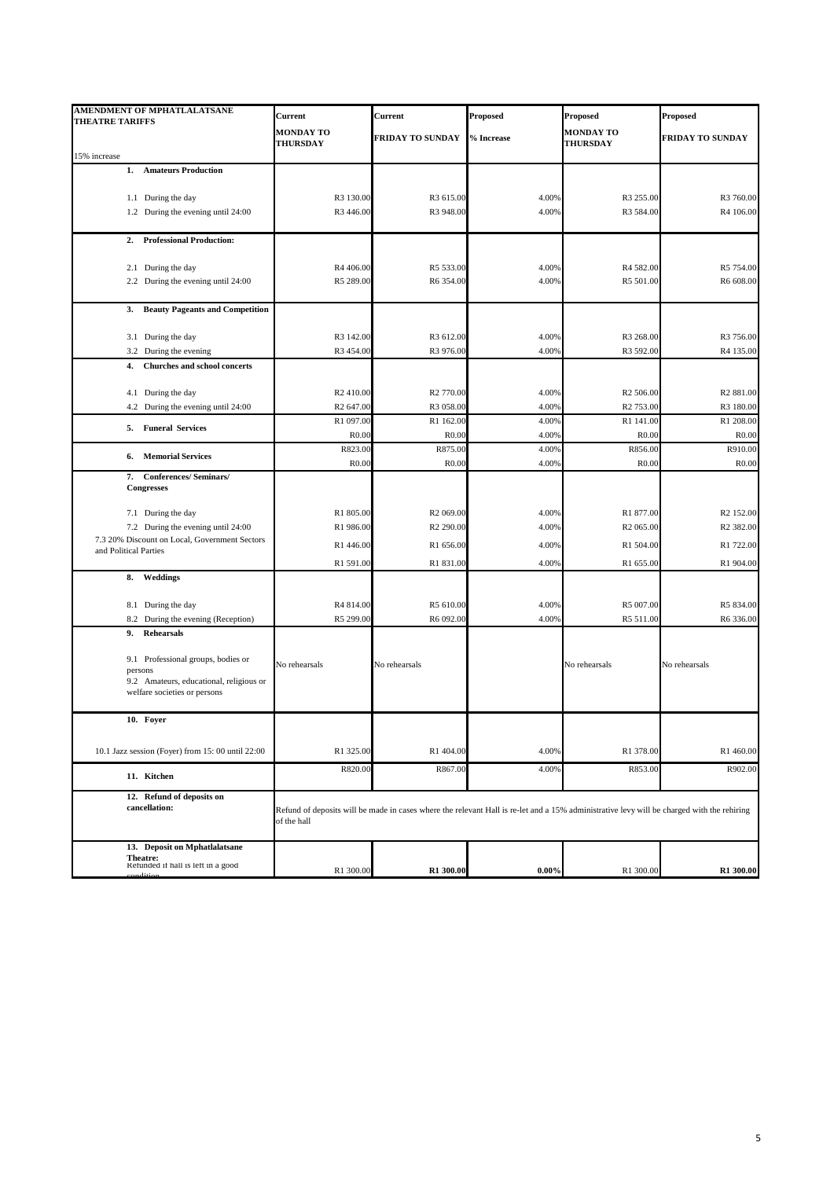| AMENDMENT OF MPHATLALATSANE THEATRE TARIFFS<br>15% increase | Current<br>MONDAY TO THURSDAY | Current<br>FRIDAY TO SUNDAY | Proposed<br>% Increase | Proposed<br>MONDAY TO THURSDAY | Proposed<br>FRIDAY TO SUNDAY |
|---|---|---|---|---|---|
| **1. Amateurs Production** | | | | | |
| 1.1 During the day | R3 130.00 | R3 615.00 | 4.00% | R3 255.00 | R3 760.00 |
| 1.2 During the evening until 24:00 | R3 446.00 | R3 948.00 | 4.00% | R3 584.00 | R4 106.00 |
| **2. Professional Production:** | | | | | |
| 2.1 During the day | R4 406.00 | R5 533.00 | 4.00% | R4 582.00 | R5 754.00 |
| 2.2 During the evening until 24:00 | R5 289.00 | R6 354.00 | 4.00% | R5 501.00 | R6 608.00 |
| **3. Beauty Pageants and Competition** | | | | | |
| 3.1 During the day | R3 142.00 | R3 612.00 | 4.00% | R3 268.00 | R3 756.00 |
| 3.2 During the evening | R3 454.00 | R3 976.00 | 4.00% | R3 592.00 | R4 135.00 |
| **4. Churches and school concerts** | | | | | |
| 4.1 During the day | R2 410.00 | R2 770.00 | 4.00% | R2 506.00 | R2 881.00 |
| 4.2 During the evening until 24:00 | R2 647.00 | R3 058.00 | 4.00% | R2 753.00 | R3 180.00 |
| **5. Funeral Services** | R1 097.00 | R1 162.00 | 4.00% | R1 141.00 | R1 208.00 |
| | R0.00 | R0.00 | 4.00% | R0.00 | R0.00 |
| **6. Memorial Services** | R823.00 | R875.00 | 4.00% | R856.00 | R910.00 |
| | R0.00 | R0.00 | 4.00% | R0.00 | R0.00 |
| **7. Conferences/ Seminars/ Congresses** | | | | | |
| 7.1 During the day | R1 805.00 | R2 069.00 | 4.00% | R1 877.00 | R2 152.00 |
| 7.2 During the evening until 24:00 | R1 986.00 | R2 290.00 | 4.00% | R2 065.00 | R2 382.00 |
| 7.3 20% Discount on Local, Government Sectors and Political Parties | R1 446.00 | R1 656.00 | 4.00% | R1 504.00 | R1 722.00 |
| | R1 591.00 | R1 831.00 | 4.00% | R1 655.00 | R1 904.00 |
| **8. Weddings** | | | | | |
| 8.1 During the day | R4 814.00 | R5 610.00 | 4.00% | R5 007.00 | R5 834.00 |
| 8.2 During the evening (Reception) | R5 299.00 | R6 092.00 | 4.00% | R5 511.00 | R6 336.00 |
| **9. Rehearsals** | | | | | |
| 9.1 Professional groups, bodies or persons<br>9.2 Amateurs, educational, religious or welfare societies or persons | No rehearsals | No rehearsals | | No rehearsals | No rehearsals |
| **10. Foyer** | | | | | |
| 10.1 Jazz session (Foyer) from 15: 00 until 22:00 | R1 325.00 | R1 404.00 | 4.00% | R1 378.00 | R1 460.00 |
| **11. Kitchen** | R820.00 | R867.00 | 4.00% | R853.00 | R902.00 |
| **12. Refund of deposits on cancellation:** | Refund of deposits will be made in cases where the relevant Hall is re-let and a 15% administrative levy will be charged with the rehiring of the hall | | | | |
| **13. Deposit on Mphatlalatsane Theatre:** Refunded if hall is left in a good condition | R1 300.00 | **R1 300.00** | **0.00%** | R1 300.00 | **R1 300.00** |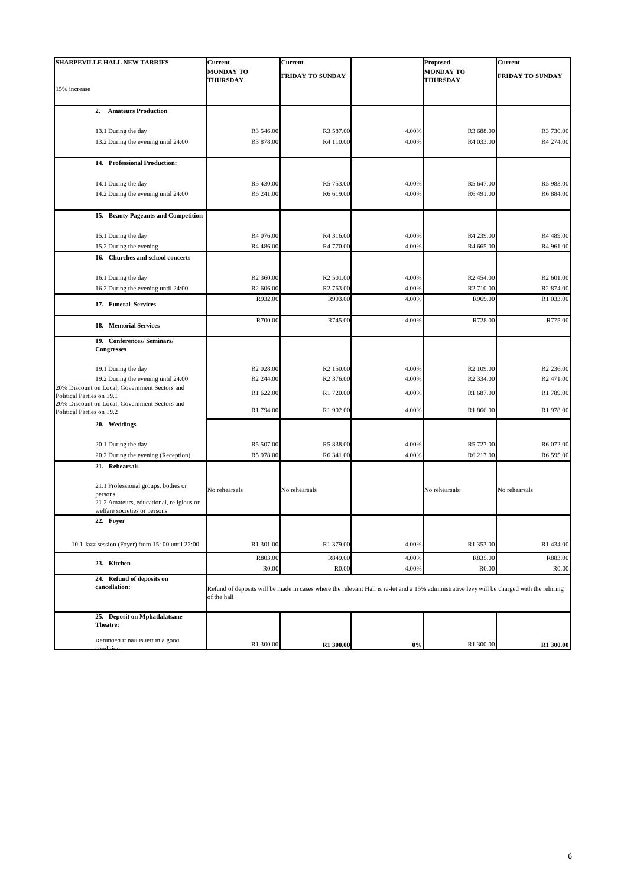| SHARPEVILLE HALL NEW TARRIFS<br>15% increase | Current MONDAY TO THURSDAY | Current FRIDAY TO SUNDAY | | Proposed MONDAY TO THURSDAY | Current FRIDAY TO SUNDAY |
|---|---|---|---|---|---|
| **2. Amateurs Production** | | | | | |
| 13.1 During the day | R3 546.00 | R3 587.00 | 4.00% | R3 688.00 | R3 730.00 |
| 13.2 During the evening until 24:00 | R3 878.00 | R4 110.00 | 4.00% | R4 033.00 | R4 274.00 |
| **14. Professional Production:** | | | | | |
| 14.1 During the day | R5 430.00 | R5 753.00 | 4.00% | R5 647.00 | R5 983.00 |
| 14.2 During the evening until 24:00 | R6 241.00 | R6 619.00 | 4.00% | R6 491.00 | R6 884.00 |
| **15. Beauty Pageants and Competition** | | | | | |
| 15.1 During the day | R4 076.00 | R4 316.00 | 4.00% | R4 239.00 | R4 489.00 |
| 15.2 During the evening | R4 486.00 | R4 770.00 | 4.00% | R4 665.00 | R4 961.00 |
| **16. Churches and school concerts** | | | | | |
| 16.1 During the day | R2 360.00 | R2 501.00 | 4.00% | R2 454.00 | R2 601.00 |
| 16.2 During the evening until 24:00 | R2 606.00 | R2 763.00 | 4.00% | R2 710.00 | R2 874.00 |
| **17. Funeral Services** | R932.00 | R993.00 | 4.00% | R969.00 | R1 033.00 |
| **18. Memorial Services** | R700.00 | R745.00 | 4.00% | R728.00 | R775.00 |
| **19. Conferences/ Seminars/ Congresses** | | | | | |
| 19.1 During the day | R2 028.00 | R2 150.00 | 4.00% | R2 109.00 | R2 236.00 |
| 19.2 During the evening until 24:00 | R2 244.00 | R2 376.00 | 4.00% | R2 334.00 | R2 471.00 |
| 20% Discount on Local, Government Sectors and Political Parties on 19.1 | R1 622.00 | R1 720.00 | 4.00% | R1 687.00 | R1 789.00 |
| 20% Discount on Local, Government Sectors and Political Parties on 19.2 | R1 794.00 | R1 902.00 | 4.00% | R1 866.00 | R1 978.00 |
| **20. Weddings** | | | | | |
| 20.1 During the day | R5 507.00 | R5 838.00 | 4.00% | R5 727.00 | R6 072.00 |
| 20.2 During the evening (Reception) | R5 978.00 | R6 341.00 | 4.00% | R6 217.00 | R6 595.00 |
| **21. Rehearsals** | | | | | |
| 21.1 Professional groups, bodies or persons<br>21.2 Amateurs, educational, religious or welfare societies or persons | No rehearsals | No rehearsals | | No rehearsals | No rehearsals |
| **22. Foyer** | | | | | |
| 10.1 Jazz session (Foyer) from 15: 00 until 22:00 | R1 301.00 | R1 379.00 | 4.00% | R1 353.00 | R1 434.00 |
| **23. Kitchen** | R803.00 | R849.00 | 4.00% | R835.00 | R883.00 |
| | R0.00 | R0.00 | 4.00% | R0.00 | R0.00 |
| **24. Refund of deposits on cancellation:** | Refund of deposits will be made in cases where the relevant Hall is re-let and a 15% administrative levy will be charged with the rehiring of the hall | | | | |
| **25. Deposit on Mphatlalatsane Theatre:** | | | | | |
| Refunded if hall is left in a good condition | R1 300.00 | **R1 300.00** | **0%** | R1 300.00 | **R1 300.00** |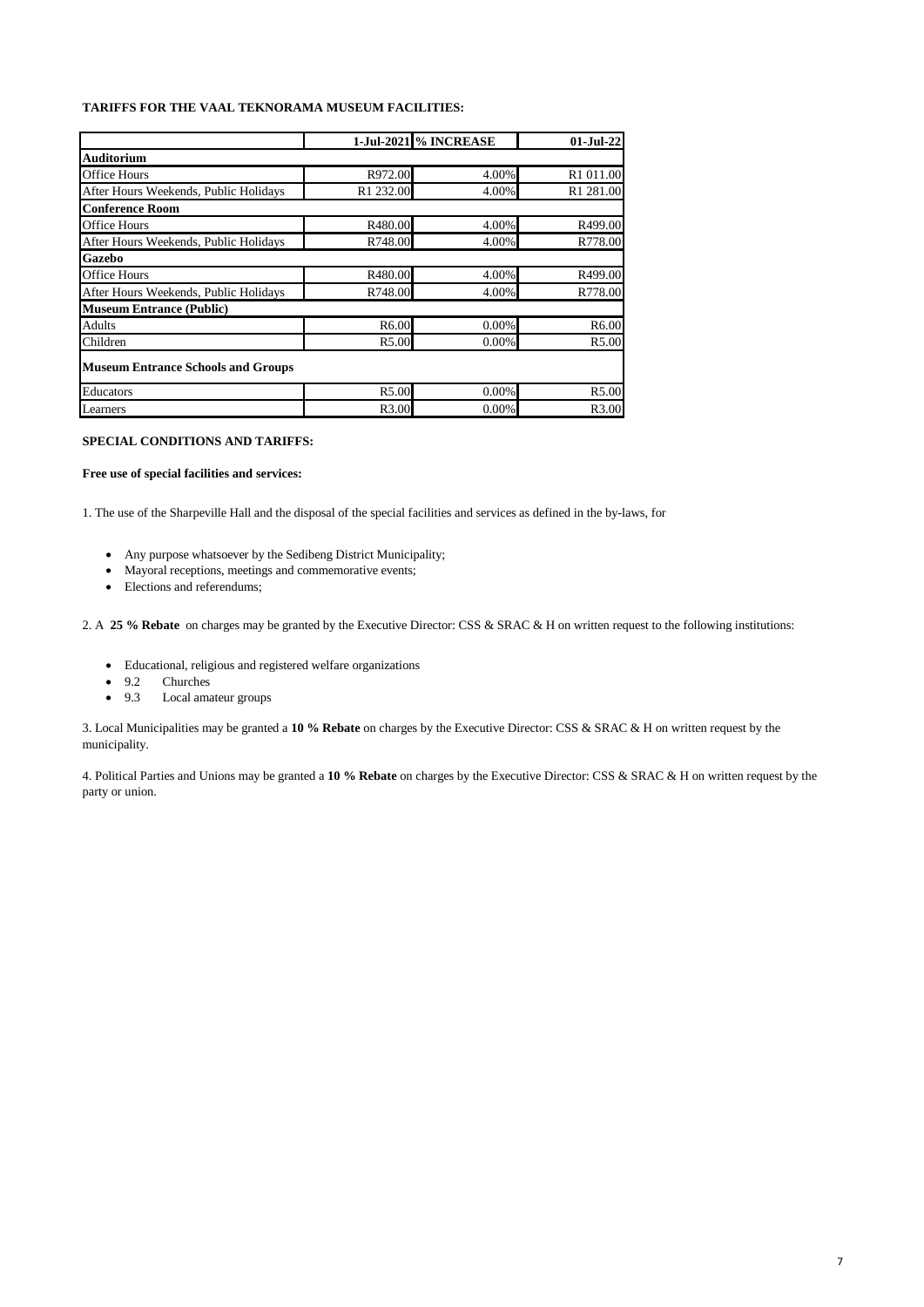**TARIFFS FOR THE VAAL TEKNORAMA MUSEUM FACILITIES:**

| | 1-Jul-2021 | % INCREASE | 01-Jul-22 |
|---|---|---|---|
| **Auditorium** | | | |
| Office Hours | R972.00 | 4.00% | R1 011.00 |
| After Hours Weekends, Public Holidays | R1 232.00 | 4.00% | R1 281.00 |
| **Conference Room** | | | |
| Office Hours | R480.00 | 4.00% | R499.00 |
| After Hours Weekends, Public Holidays | R748.00 | 4.00% | R778.00 |
| **Gazebo** | | | |
| Office Hours | R480.00 | 4.00% | R499.00 |
| After Hours Weekends, Public Holidays | R748.00 | 4.00% | R778.00 |
| **Museum Entrance (Public)** | | | |
| Adults | R6.00 | 0.00% | R6.00 |
| Children | R5.00 | 0.00% | R5.00 |
| **Museum Entrance Schools and Groups** | | | |
| Educators | R5.00 | 0.00% | R5.00 |
| Learners | R3.00 | 0.00% | R3.00 |

**SPECIAL CONDITIONS AND TARIFFS:**

**Free use of special facilities and services:**

1. The use of the Sharpeville Hall and the disposal of the special facilities and services as defined in the by-laws, for

- Any purpose whatsoever by the Sedibeng District Municipality;
- Mayoral receptions, meetings and commemorative events;
- Elections and referendums;

2. A **25 % Rebate** on charges may be granted by the Executive Director: CSS & SRAC & H on written request to the following institutions:

- Educational, religious and registered welfare organizations
- 9.2 Churches
- 9.3 Local amateur groups

3. Local Municipalities may be granted a **10 % Rebate** on charges by the Executive Director: CSS & SRAC & H on written request by the municipality.

4. Political Parties and Unions may be granted a **10 % Rebate** on charges by the Executive Director: CSS & SRAC & H on written request by the party or union.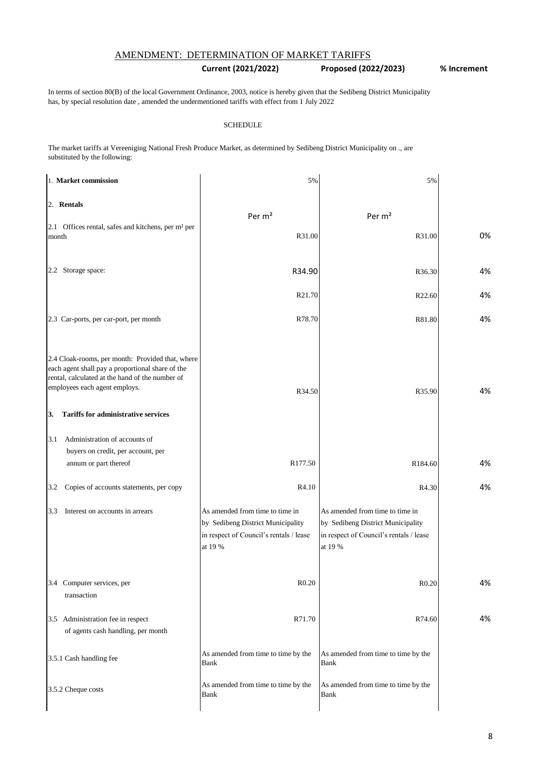## AMENDMENT: DETERMINATION OF MARKET TARIFFS

In terms of section 80(B) of the local Government Ordinance, 2003, notice is hereby given that the Sedibeng District Municipality has, by special resolution date , amended the undermentioned tariffs with effect from 1 July 2022

SCHEDULE

The market tariffs at Vereeniging National Fresh Produce Market, as determined by Sedibeng District Municipality on ., are substituted by the following:

| | Current (2021/2022) | Proposed (2022/2023) | % Increment |
|---|---|---|---|
| 1. **Market commission** | 5% | 5% | |
| 2. **Rentals** | Per m² | Per m² | |
| 2.1 Offices rental, safes and kitchens, per m² per month | R31.00 | R31.00 | 0% |
| 2.2 Storage space: | R34.90 | R36.30 | 4% |
| | R21.70 | R22.60 | 4% |
| 2.3 Car-ports, per car-port, per month | R78.70 | R81.80 | 4% |
| 2.4 Cloak-rooms, per month: Provided that, where each agent shall pay a proportional share of the rental, calculated at the hand of the number of employees each agent employs. | R34.50 | R35.90 | 4% |
| **3. Tariffs for administrative services** | | | |
| 3.1 Administration of accounts of buyers on credit, per account, per annum or part thereof | R177.50 | R184.60 | 4% |
| 3.2 Copies of accounts statements, per copy | R4.10 | R4.30 | 4% |
| 3.3 Interest on accounts in arrears | As amended from time to time in by Sedibeng District Municipality in respect of Council's rentals / lease at 19 % | As amended from time to time in by Sedibeng District Municipality in respect of Council's rentals / lease at 19 % | |
| 3.4 Computer services, per transaction | R0.20 | R0.20 | 4% |
| 3.5 Administration fee in respect of agents cash handling, per month | R71.70 | R74.60 | 4% |
| 3.5.1 Cash handling fee | As amended from time to time by the Bank | As amended from time to time by the Bank | |
| 3.5.2 Cheque costs | As amended from time to time by the Bank | As amended from time to time by the Bank | |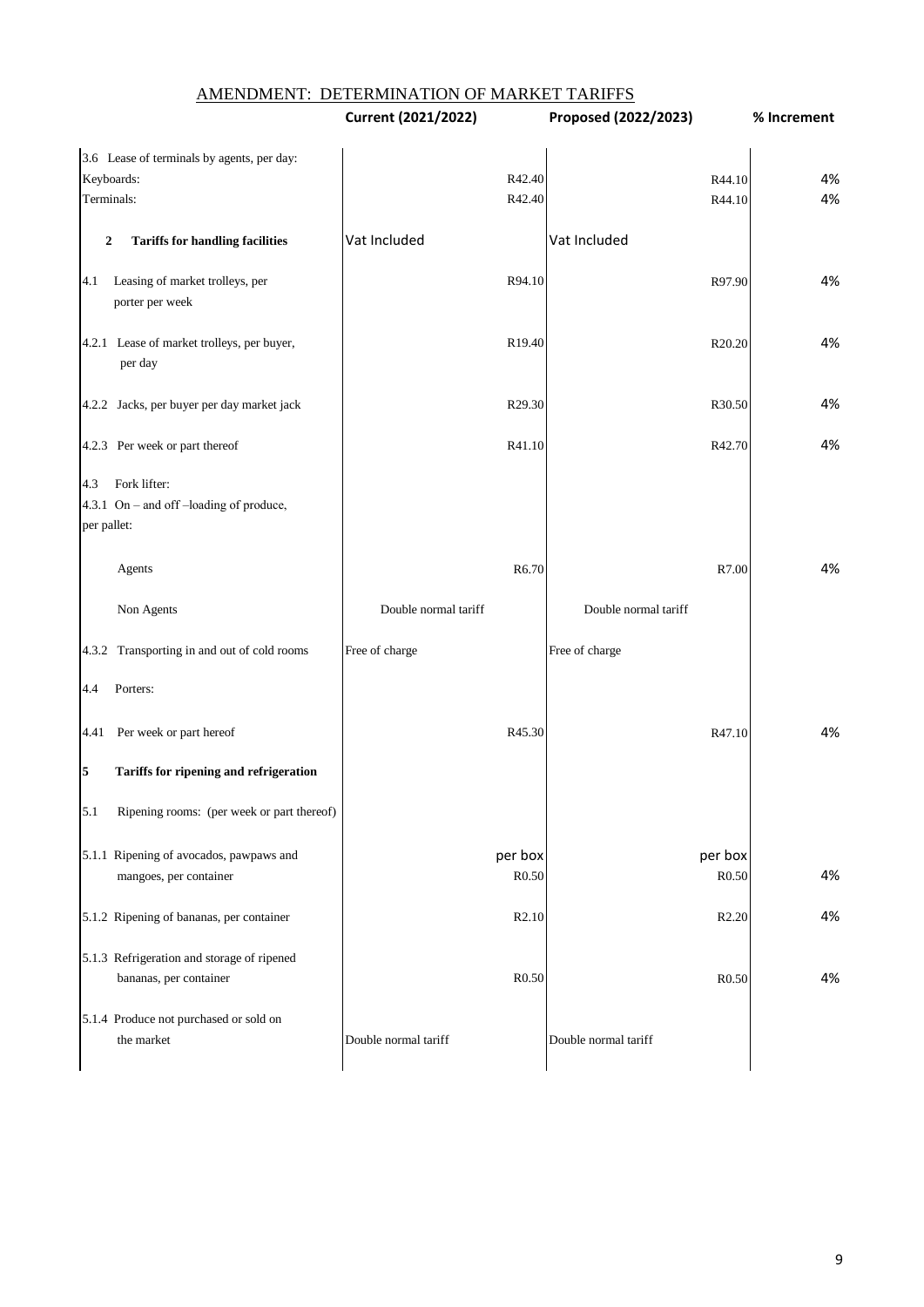## AMENDMENT: DETERMINATION OF MARKET TARIFFS

| | Current (2021/2022) | Proposed (2022/2023) | % Increment |
|---|---|---|---|
| 3.6 Lease of terminals by agents, per day: | | | |
| Keyboards: | R42.40 | R44.10 | 4% |
| Terminals: | R42.40 | R44.10 | 4% |
| **2 Tariffs for handling facilities** | Vat Included | Vat Included | |
| 4.1 Leasing of market trolleys, per porter per week | R94.10 | R97.90 | 4% |
| 4.2.1 Lease of market trolleys, per buyer, per day | R19.40 | R20.20 | 4% |
| 4.2.2 Jacks, per buyer per day market jack | R29.30 | R30.50 | 4% |
| 4.2.3 Per week or part thereof | R41.10 | R42.70 | 4% |
| 4.3 Fork lifter: | | | |
| 4.3.1 On – and off –loading of produce, per pallet: | | | |
| Agents | R6.70 | R7.00 | 4% |
| Non Agents | Double normal tariff | Double normal tariff | |
| 4.3.2 Transporting in and out of cold rooms | Free of charge | Free of charge | |
| 4.4 Porters: | | | |
| 4.41 Per week or part hereof | R45.30 | R47.10 | 4% |
| **5 Tariffs for ripening and refrigeration** | | | |
| 5.1 Ripening rooms: (per week or part thereof) | | | |
| 5.1.1 Ripening of avocados, pawpaws and mangoes, per container | per box R0.50 | per box R0.50 | 4% |
| 5.1.2 Ripening of bananas, per container | R2.10 | R2.20 | 4% |
| 5.1.3 Refrigeration and storage of ripened bananas, per container | R0.50 | R0.50 | 4% |
| 5.1.4 Produce not purchased or sold on the market | Double normal tariff | Double normal tariff | |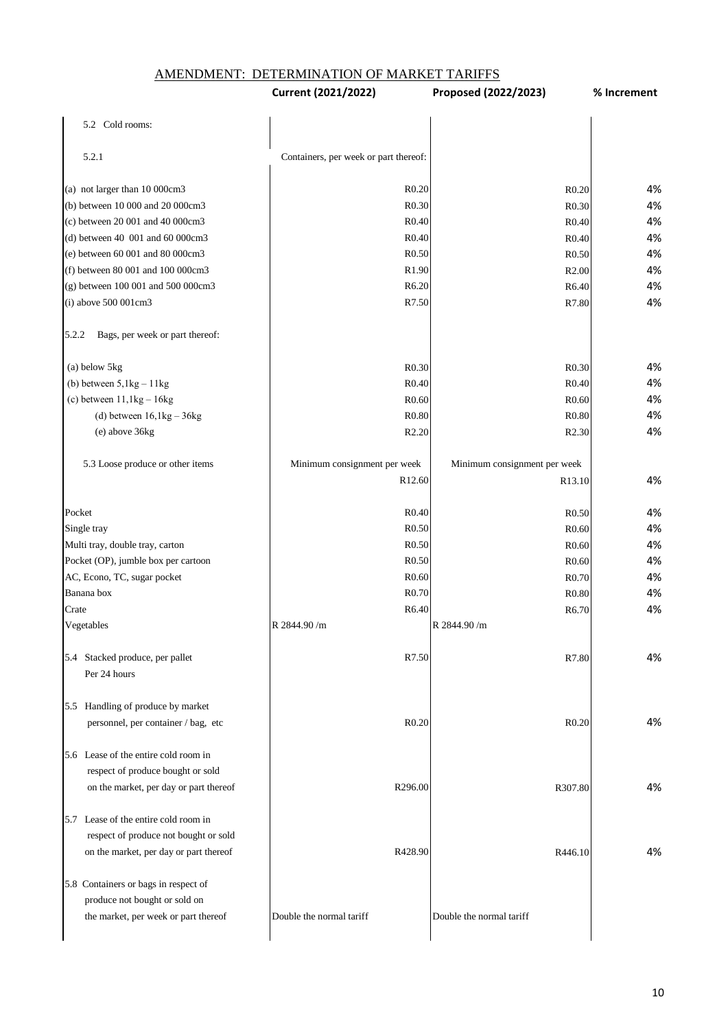# AMENDMENT: DETERMINATION OF MARKET TARIFFS

| | Current (2021/2022) | Proposed (2022/2023) | % Increment |
|---|---|---|---|
| 5.2 Cold rooms: | | | |
| 5.2.1 | Containers, per week or part thereof: | | |
| (a) not larger than 10 000cm3 | R0.20 | R0.20 | 4% |
| (b) between 10 000 and 20 000cm3 | R0.30 | R0.30 | 4% |
| (c) between 20 001 and 40 000cm3 | R0.40 | R0.40 | 4% |
| (d) between 40 001 and 60 000cm3 | R0.40 | R0.40 | 4% |
| (e) between 60 001 and 80 000cm3 | R0.50 | R0.50 | 4% |
| (f) between 80 001 and 100 000cm3 | R1.90 | R2.00 | 4% |
| (g) between 100 001 and 500 000cm3 | R6.20 | R6.40 | 4% |
| (i) above 500 001cm3 | R7.50 | R7.80 | 4% |
| 5.2.2 Bags, per week or part thereof: | | | |
| (a) below 5kg | R0.30 | R0.30 | 4% |
| (b) between 5,1kg – 11kg | R0.40 | R0.40 | 4% |
| (c) between 11,1kg – 16kg | R0.60 | R0.60 | 4% |
| (d) between 16,1kg – 36kg | R0.80 | R0.80 | 4% |
| (e) above 36kg | R2.20 | R2.30 | 4% |
| 5.3 Loose produce or other items | Minimum consignment per week | Minimum consignment per week | |
| | R12.60 | R13.10 | 4% |
| Pocket | R0.40 | R0.50 | 4% |
| Single tray | R0.50 | R0.60 | 4% |
| Multi tray, double tray, carton | R0.50 | R0.60 | 4% |
| Pocket (OP), jumble box per cartoon | R0.50 | R0.60 | 4% |
| AC, Econo, TC, sugar pocket | R0.60 | R0.70 | 4% |
| Banana box | R0.70 | R0.80 | 4% |
| Crate | R6.40 | R6.70 | 4% |
| Vegetables | R 2844.90 /m | R 2844.90 /m | |
| 5.4 Stacked produce, per pallet Per 24 hours | R7.50 | R7.80 | 4% |
| 5.5 Handling of produce by market personnel, per container / bag, etc | R0.20 | R0.20 | 4% |
| 5.6 Lease of the entire cold room in respect of produce bought or sold on the market, per day or part thereof | R296.00 | R307.80 | 4% |
| 5.7 Lease of the entire cold room in respect of produce not bought or sold on the market, per day or part thereof | R428.90 | R446.10 | 4% |
| 5.8 Containers or bags in respect of produce not bought or sold on the market, per week or part thereof | Double the normal tariff | Double the normal tariff | |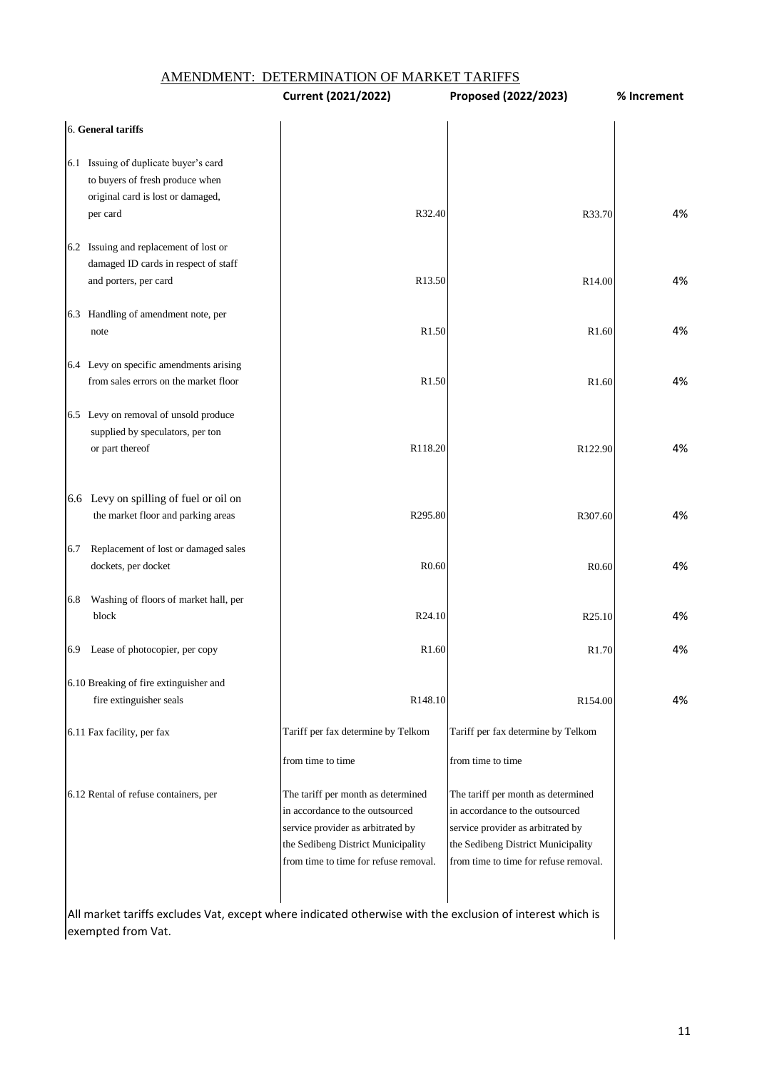## AMENDMENT: DETERMINATION OF MARKET TARIFFS

| | Current (2021/2022) | Proposed (2022/2023) | % Increment |
|---|---|---|---|
| **6. General tariffs** | | | |
| 6.1 Issuing of duplicate buyer's card to buyers of fresh produce when original card is lost or damaged, per card | R32.40 | R33.70 | 4% |
| 6.2 Issuing and replacement of lost or damaged ID cards in respect of staff and porters, per card | R13.50 | R14.00 | 4% |
| 6.3 Handling of amendment note, per note | R1.50 | R1.60 | 4% |
| 6.4 Levy on specific amendments arising from sales errors on the market floor | R1.50 | R1.60 | 4% |
| 6.5 Levy on removal of unsold produce supplied by speculators, per ton or part thereof | R118.20 | R122.90 | 4% |
| 6.6 Levy on spilling of fuel or oil on the market floor and parking areas | R295.80 | R307.60 | 4% |
| 6.7 Replacement of lost or damaged sales dockets, per docket | R0.60 | R0.60 | 4% |
| 6.8 Washing of floors of market hall, per block | R24.10 | R25.10 | 4% |
| 6.9 Lease of photocopier, per copy | R1.60 | R1.70 | 4% |
| 6.10 Breaking of fire extinguisher and fire extinguisher seals | R148.10 | R154.00 | 4% |
| 6.11 Fax facility, per fax | Tariff per fax determine by Telkom from time to time | Tariff per fax determine by Telkom from time to time | |
| 6.12 Rental of refuse containers, per | The tariff per month as determined in accordance to the outsourced service provider as arbitrated by the Sedibeng District Municipality from time to time for refuse removal. | The tariff per month as determined in accordance to the outsourced service provider as arbitrated by the Sedibeng District Municipality from time to time for refuse removal. | |

All market tariffs excludes Vat, except where indicated otherwise with the exclusion of interest which is exempted from Vat.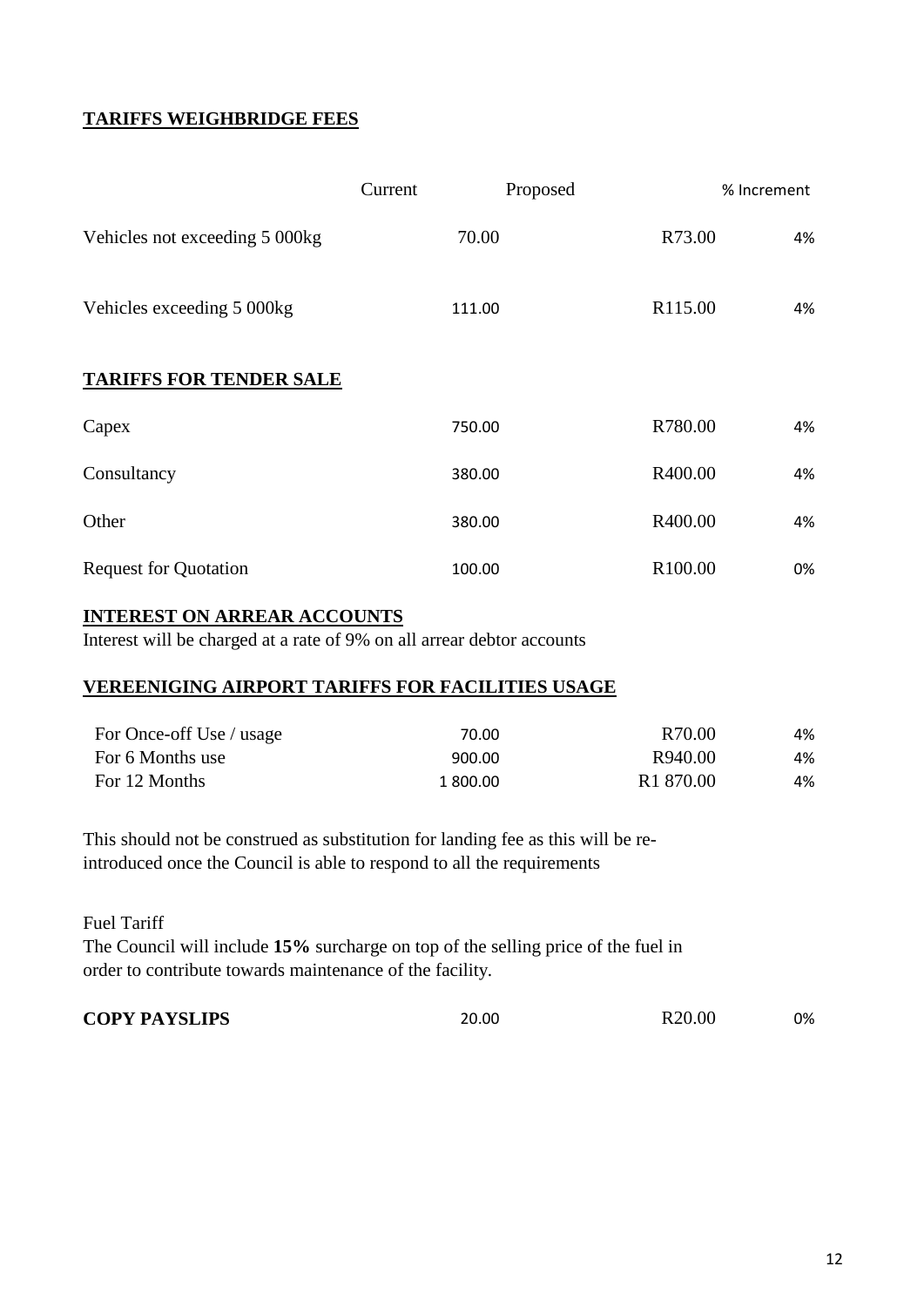## TARIFFS WEIGHBRIDGE FEES

| | Current | Proposed | % Increment |
|---|---|---|---|
| Vehicles not exceeding 5 000kg | 70.00 | R73.00 | 4% |
| Vehicles exceeding 5 000kg | 111.00 | R115.00 | 4% |

## TARIFFS FOR TENDER SALE

| | Current | Proposed | % Increment |
|---|---|---|---|
| Capex | 750.00 | R780.00 | 4% |
| Consultancy | 380.00 | R400.00 | 4% |
| Other | 380.00 | R400.00 | 4% |
| Request for Quotation | 100.00 | R100.00 | 0% |

## INTEREST ON ARREAR ACCOUNTS

Interest will be charged at a rate of 9% on all arrear debtor accounts

## VEREENIGING AIRPORT TARIFFS FOR FACILITIES USAGE

| | Current | Proposed | % Increment |
|---|---|---|---|
| For Once-off Use / usage | 70.00 | R70.00 | 4% |
| For 6 Months use | 900.00 | R940.00 | 4% |
| For 12 Months | 1 800.00 | R1 870.00 | 4% |

This should not be construed as substitution for landing fee as this will be re-introduced once the Council is able to respond to all the requirements

Fuel Tariff

The Council will include **15%** surcharge on top of the selling price of the fuel in order to contribute towards maintenance of the facility.

| | Current | Proposed | % Increment |
|---|---|---|---|
| **COPY PAYSLIPS** | 20.00 | R20.00 | 0% |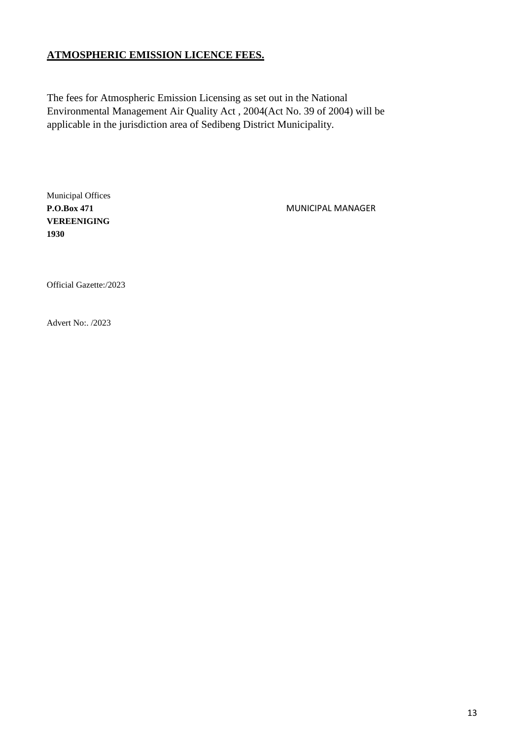**ATMOSPHERIC EMISSION LICENCE FEES.**

The fees for Atmospheric Emission Licensing as set out in the National Environmental Management Air Quality Act , 2004(Act No. 39 of 2004) will be applicable in the jurisdiction area of Sedibeng District Municipality.

Municipal Offices
**P.O.Box 471**
**VEREENIGING**
**1930**

MUNICIPAL MANAGER

Official Gazette:/2023

Advert No:. /2023